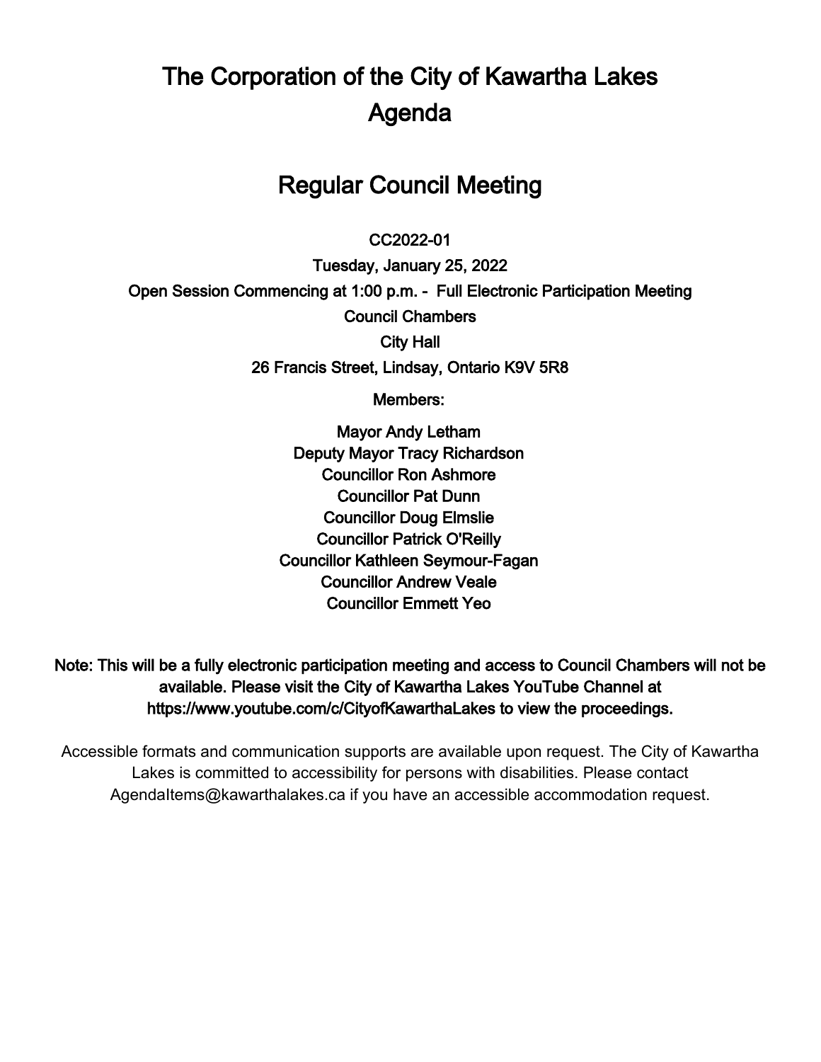# The Corporation of the City of Kawartha Lakes
# Agenda

## Regular Council Meeting

**CC2022-01**

**Tuesday, January 25, 2022**

**Open Session Commencing at 1:00 p.m. - Full Electronic Participation Meeting**

**Council Chambers**

**City Hall**

**26 Francis Street, Lindsay, Ontario K9V 5R8**

**Members:**

**Mayor Andy Letham**
**Deputy Mayor Tracy Richardson**
**Councillor Ron Ashmore**
**Councillor Pat Dunn**
**Councillor Doug Elmslie**
**Councillor Patrick O'Reilly**
**Councillor Kathleen Seymour-Fagan**
**Councillor Andrew Veale**
**Councillor Emmett Yeo**

**Note: This will be a fully electronic participation meeting and access to Council Chambers will not be available. Please visit the City of Kawartha Lakes YouTube Channel at https://www.youtube.com/c/CityofKawarthaLakes to view the proceedings.**

Accessible formats and communication supports are available upon request. The City of Kawartha Lakes is committed to accessibility for persons with disabilities. Please contact AgendaItems@kawarthalakes.ca if you have an accessible accommodation request.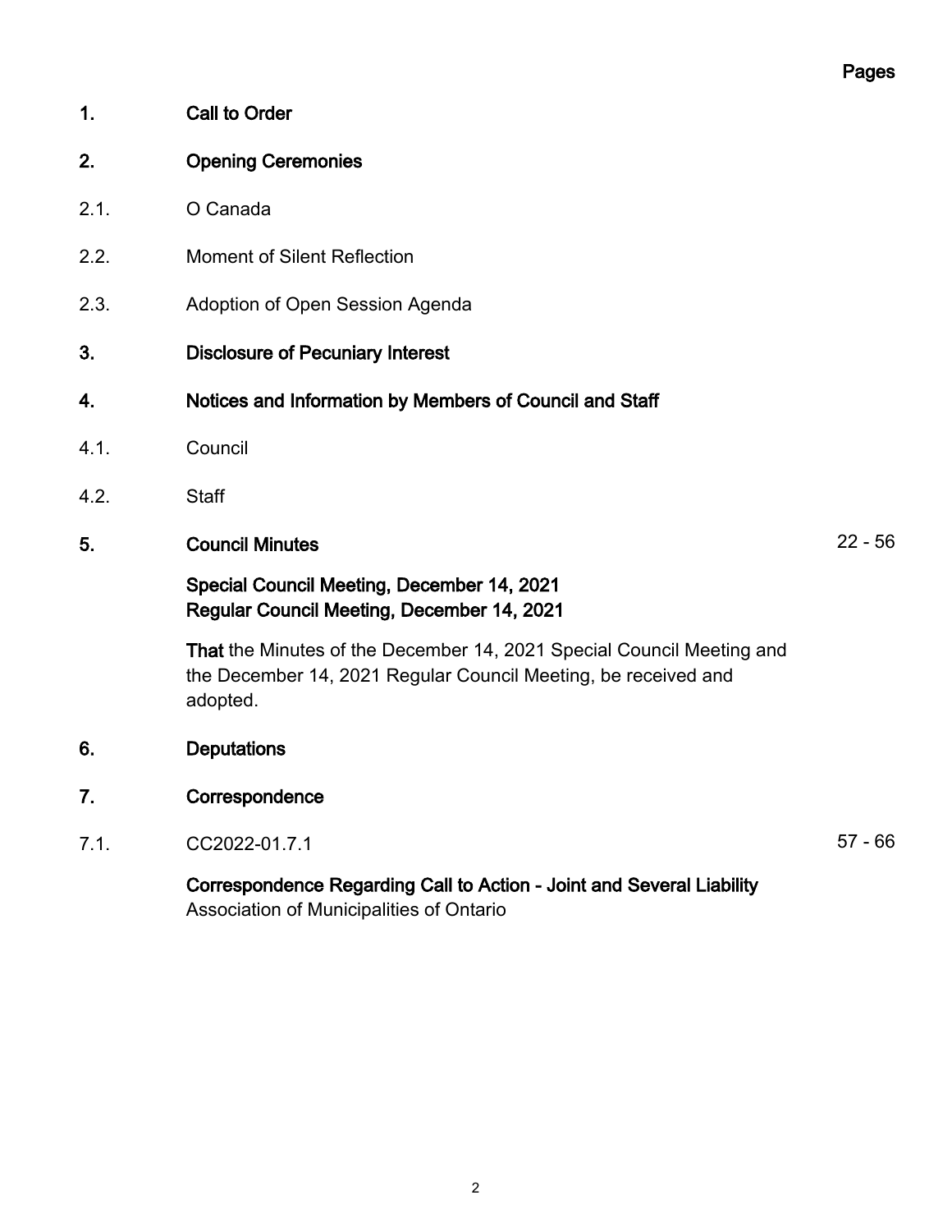Pages

**1. Call to Order**

**2. Opening Ceremonies**

2.1. O Canada

2.2. Moment of Silent Reflection

2.3. Adoption of Open Session Agenda

**3. Disclosure of Pecuniary Interest**

**4. Notices and Information by Members of Council and Staff**

4.1. Council

4.2. Staff

**5. Council Minutes** 22 - 56

**Special Council Meeting, December 14, 2021**
**Regular Council Meeting, December 14, 2021**

**That** the Minutes of the December 14, 2021 Special Council Meeting and the December 14, 2021 Regular Council Meeting, be received and adopted.

**6. Deputations**

**7. Correspondence**

7.1. CC2022-01.7.1 57 - 66

**Correspondence Regarding Call to Action - Joint and Several Liability**
Association of Municipalities of Ontario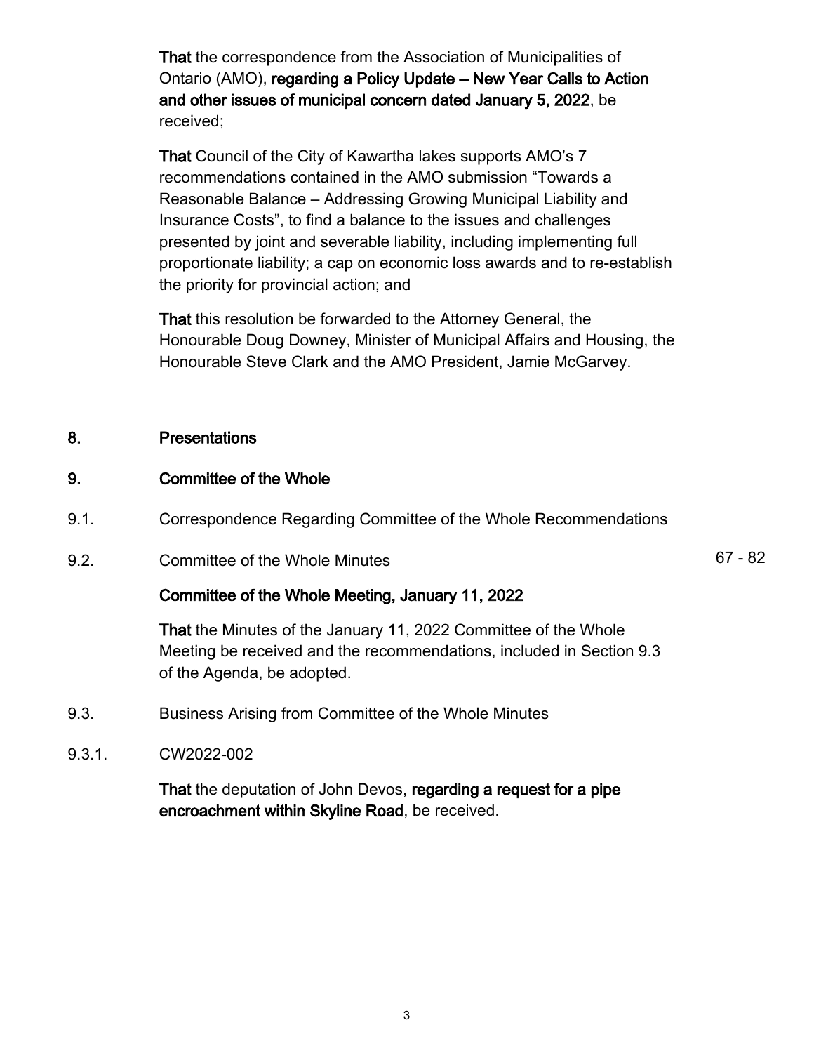**That** the correspondence from the Association of Municipalities of Ontario (AMO), **regarding a Policy Update – New Year Calls to Action and other issues of municipal concern dated January 5, 2022**, be received;

**That** Council of the City of Kawartha lakes supports AMO's 7 recommendations contained in the AMO submission "Towards a Reasonable Balance – Addressing Growing Municipal Liability and Insurance Costs", to find a balance to the issues and challenges presented by joint and severable liability, including implementing full proportionate liability; a cap on economic loss awards and to re-establish the priority for provincial action; and

**That** this resolution be forwarded to the Attorney General, the Honourable Doug Downey, Minister of Municipal Affairs and Housing, the Honourable Steve Clark and the AMO President, Jamie McGarvey.

## 8. Presentations

## 9. Committee of the Whole

9.1. Correspondence Regarding Committee of the Whole Recommendations

9.2. Committee of the Whole Minutes — 67 - 82

**Committee of the Whole Meeting, January 11, 2022**

**That** the Minutes of the January 11, 2022 Committee of the Whole Meeting be received and the recommendations, included in Section 9.3 of the Agenda, be adopted.

9.3. Business Arising from Committee of the Whole Minutes

9.3.1. CW2022-002

**That** the deputation of John Devos, **regarding a request for a pipe encroachment within Skyline Road**, be received.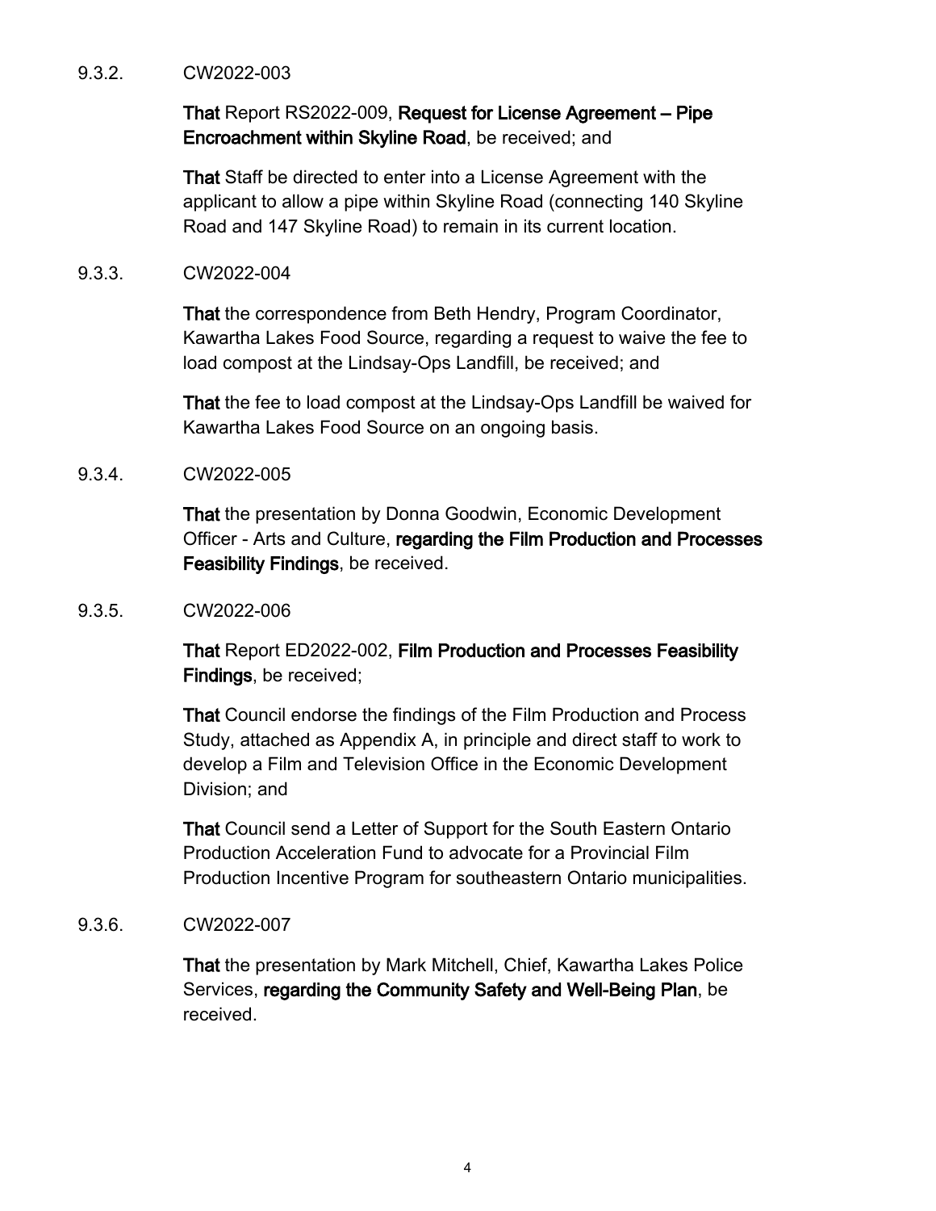9.3.2. CW2022-003

**That** Report RS2022-009, **Request for License Agreement – Pipe Encroachment within Skyline Road**, be received; and

**That** Staff be directed to enter into a License Agreement with the applicant to allow a pipe within Skyline Road (connecting 140 Skyline Road and 147 Skyline Road) to remain in its current location.

9.3.3. CW2022-004

**That** the correspondence from Beth Hendry, Program Coordinator, Kawartha Lakes Food Source, regarding a request to waive the fee to load compost at the Lindsay-Ops Landfill, be received; and

**That** the fee to load compost at the Lindsay-Ops Landfill be waived for Kawartha Lakes Food Source on an ongoing basis.

9.3.4. CW2022-005

**That** the presentation by Donna Goodwin, Economic Development Officer - Arts and Culture, **regarding the Film Production and Processes Feasibility Findings**, be received.

9.3.5. CW2022-006

**That** Report ED2022-002, **Film Production and Processes Feasibility Findings**, be received;

**That** Council endorse the findings of the Film Production and Process Study, attached as Appendix A, in principle and direct staff to work to develop a Film and Television Office in the Economic Development Division; and

**That** Council send a Letter of Support for the South Eastern Ontario Production Acceleration Fund to advocate for a Provincial Film Production Incentive Program for southeastern Ontario municipalities.

9.3.6. CW2022-007

**That** the presentation by Mark Mitchell, Chief, Kawartha Lakes Police Services, **regarding the Community Safety and Well-Being Plan**, be received.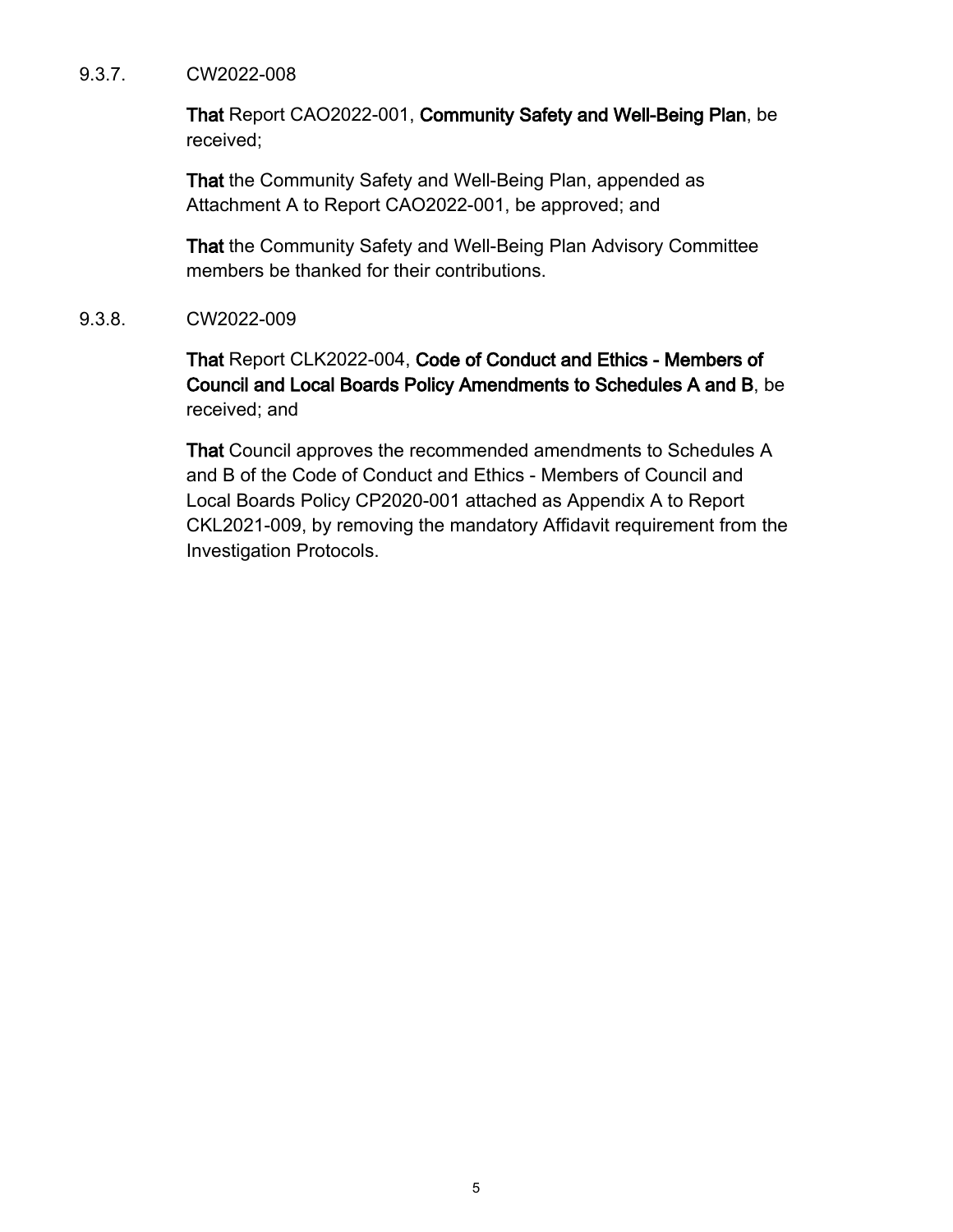9.3.7. CW2022-008

**That** Report CAO2022-001, **Community Safety and Well-Being Plan**, be received;

**That** the Community Safety and Well-Being Plan, appended as Attachment A to Report CAO2022-001, be approved; and

**That** the Community Safety and Well-Being Plan Advisory Committee members be thanked for their contributions.

9.3.8. CW2022-009

**That** Report CLK2022-004, **Code of Conduct and Ethics - Members of Council and Local Boards Policy Amendments to Schedules A and B**, be received; and

**That** Council approves the recommended amendments to Schedules A and B of the Code of Conduct and Ethics - Members of Council and Local Boards Policy CP2020-001 attached as Appendix A to Report CKL2021-009, by removing the mandatory Affidavit requirement from the Investigation Protocols.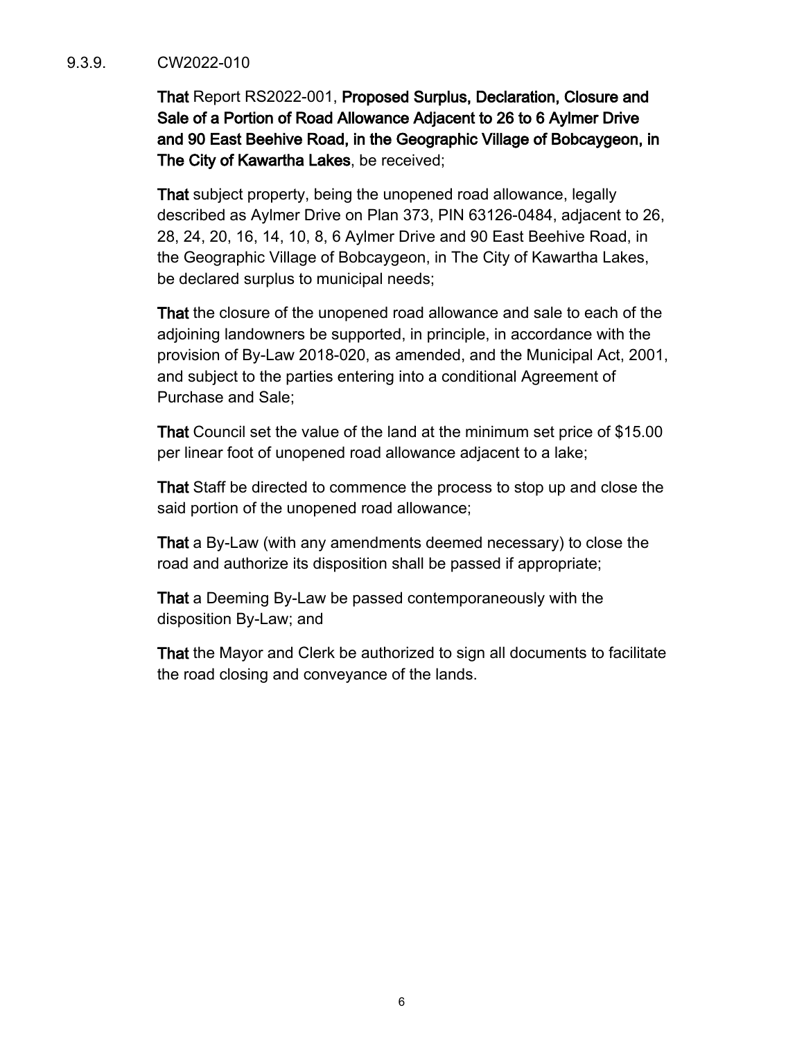9.3.9. CW2022-010

**That** Report RS2022-001, **Proposed Surplus, Declaration, Closure and Sale of a Portion of Road Allowance Adjacent to 26 to 6 Aylmer Drive and 90 East Beehive Road, in the Geographic Village of Bobcaygeon, in The City of Kawartha Lakes**, be received;

**That** subject property, being the unopened road allowance, legally described as Aylmer Drive on Plan 373, PIN 63126-0484, adjacent to 26, 28, 24, 20, 16, 14, 10, 8, 6 Aylmer Drive and 90 East Beehive Road, in the Geographic Village of Bobcaygeon, in The City of Kawartha Lakes, be declared surplus to municipal needs;

**That** the closure of the unopened road allowance and sale to each of the adjoining landowners be supported, in principle, in accordance with the provision of By-Law 2018-020, as amended, and the Municipal Act, 2001, and subject to the parties entering into a conditional Agreement of Purchase and Sale;

**That** Council set the value of the land at the minimum set price of $15.00 per linear foot of unopened road allowance adjacent to a lake;

**That** Staff be directed to commence the process to stop up and close the said portion of the unopened road allowance;

**That** a By-Law (with any amendments deemed necessary) to close the road and authorize its disposition shall be passed if appropriate;

**That** a Deeming By-Law be passed contemporaneously with the disposition By-Law; and

**That** the Mayor and Clerk be authorized to sign all documents to facilitate the road closing and conveyance of the lands.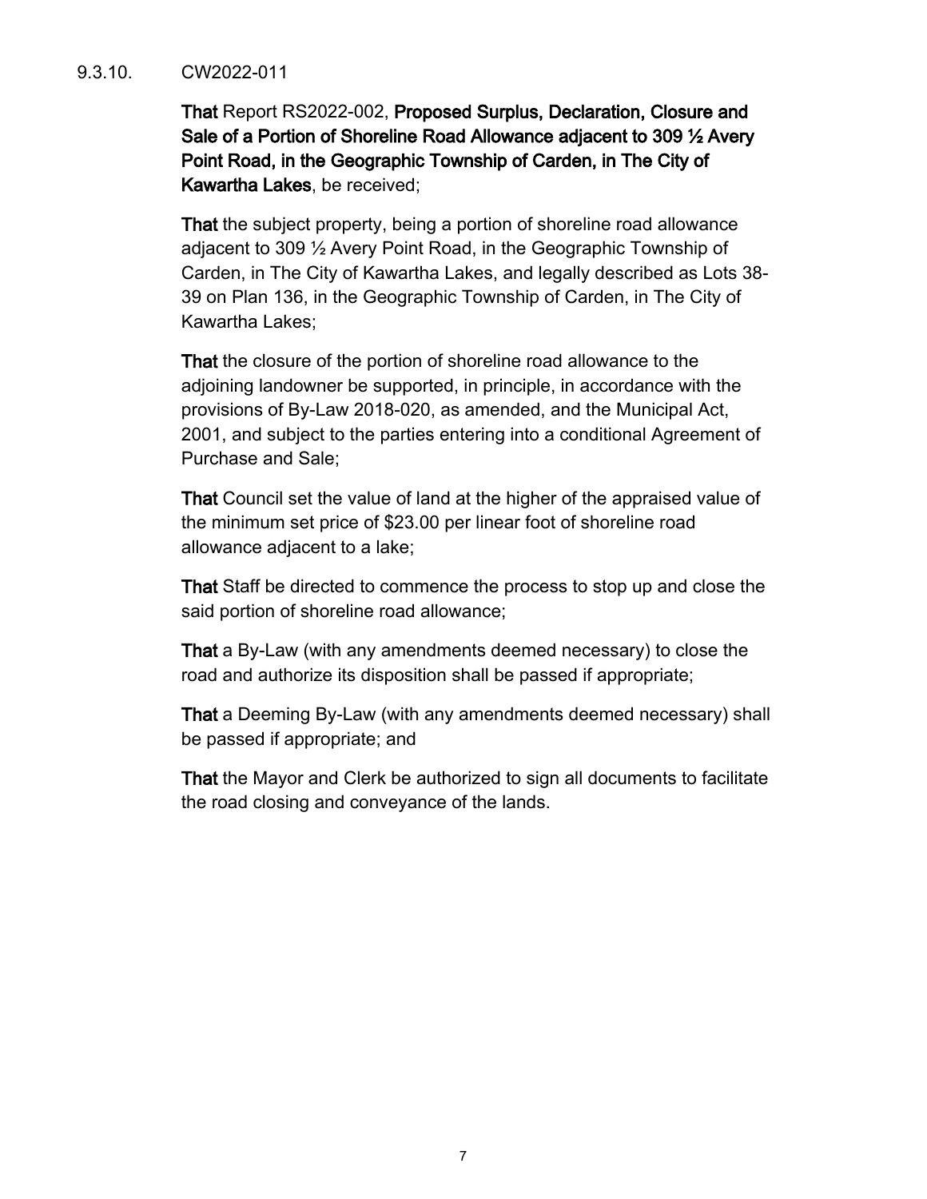9.3.10. CW2022-011

**That** Report RS2022-002, **Proposed Surplus, Declaration, Closure and Sale of a Portion of Shoreline Road Allowance adjacent to 309 ½ Avery Point Road, in the Geographic Township of Carden, in The City of Kawartha Lakes**, be received;

**That** the subject property, being a portion of shoreline road allowance adjacent to 309 ½ Avery Point Road, in the Geographic Township of Carden, in The City of Kawartha Lakes, and legally described as Lots 38-39 on Plan 136, in the Geographic Township of Carden, in The City of Kawartha Lakes;

**That** the closure of the portion of shoreline road allowance to the adjoining landowner be supported, in principle, in accordance with the provisions of By-Law 2018-020, as amended, and the Municipal Act, 2001, and subject to the parties entering into a conditional Agreement of Purchase and Sale;

**That** Council set the value of land at the higher of the appraised value of the minimum set price of $23.00 per linear foot of shoreline road allowance adjacent to a lake;

**That** Staff be directed to commence the process to stop up and close the said portion of shoreline road allowance;

**That** a By-Law (with any amendments deemed necessary) to close the road and authorize its disposition shall be passed if appropriate;

**That** a Deeming By-Law (with any amendments deemed necessary) shall be passed if appropriate; and

**That** the Mayor and Clerk be authorized to sign all documents to facilitate the road closing and conveyance of the lands.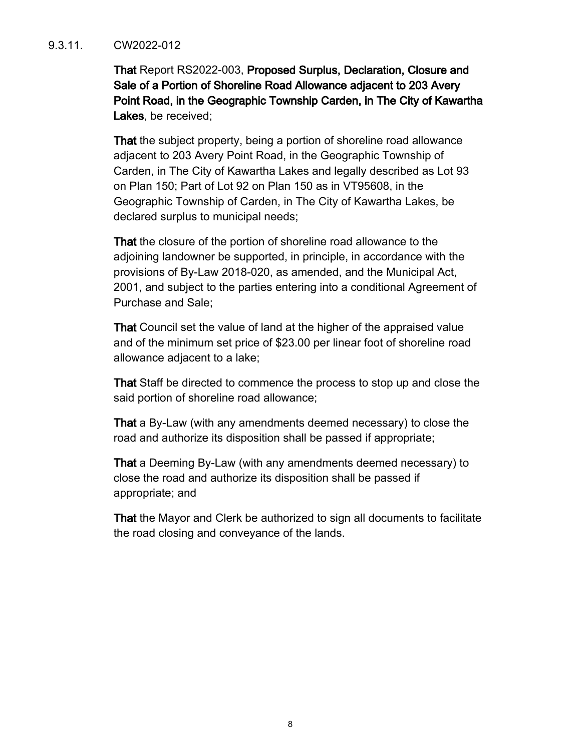9.3.11. CW2022-012

**That** Report RS2022-003, **Proposed Surplus, Declaration, Closure and Sale of a Portion of Shoreline Road Allowance adjacent to 203 Avery Point Road, in the Geographic Township Carden, in The City of Kawartha Lakes**, be received;

**That** the subject property, being a portion of shoreline road allowance adjacent to 203 Avery Point Road, in the Geographic Township of Carden, in The City of Kawartha Lakes and legally described as Lot 93 on Plan 150; Part of Lot 92 on Plan 150 as in VT95608, in the Geographic Township of Carden, in The City of Kawartha Lakes, be declared surplus to municipal needs;

**That** the closure of the portion of shoreline road allowance to the adjoining landowner be supported, in principle, in accordance with the provisions of By-Law 2018-020, as amended, and the Municipal Act, 2001, and subject to the parties entering into a conditional Agreement of Purchase and Sale;

**That** Council set the value of land at the higher of the appraised value and of the minimum set price of $23.00 per linear foot of shoreline road allowance adjacent to a lake;

**That** Staff be directed to commence the process to stop up and close the said portion of shoreline road allowance;

**That** a By-Law (with any amendments deemed necessary) to close the road and authorize its disposition shall be passed if appropriate;

**That** a Deeming By-Law (with any amendments deemed necessary) to close the road and authorize its disposition shall be passed if appropriate; and

**That** the Mayor and Clerk be authorized to sign all documents to facilitate the road closing and conveyance of the lands.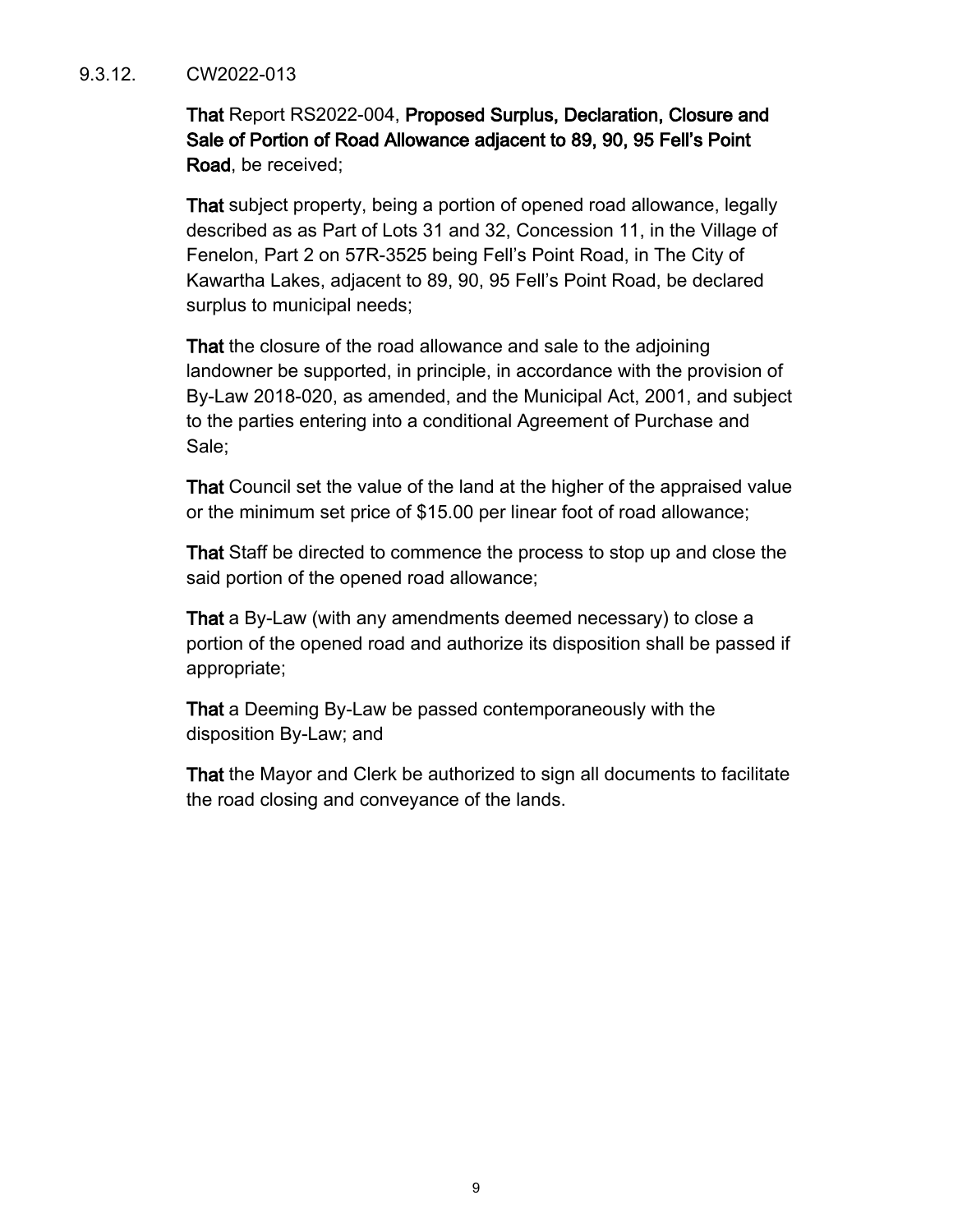9.3.12. CW2022-013

**That** Report RS2022-004, **Proposed Surplus, Declaration, Closure and Sale of Portion of Road Allowance adjacent to 89, 90, 95 Fell's Point Road**, be received;

**That** subject property, being a portion of opened road allowance, legally described as as Part of Lots 31 and 32, Concession 11, in the Village of Fenelon, Part 2 on 57R-3525 being Fell's Point Road, in The City of Kawartha Lakes, adjacent to 89, 90, 95 Fell's Point Road, be declared surplus to municipal needs;

**That** the closure of the road allowance and sale to the adjoining landowner be supported, in principle, in accordance with the provision of By-Law 2018-020, as amended, and the Municipal Act, 2001, and subject to the parties entering into a conditional Agreement of Purchase and Sale;

**That** Council set the value of the land at the higher of the appraised value or the minimum set price of $15.00 per linear foot of road allowance;

**That** Staff be directed to commence the process to stop up and close the said portion of the opened road allowance;

**That** a By-Law (with any amendments deemed necessary) to close a portion of the opened road and authorize its disposition shall be passed if appropriate;

**That** a Deeming By-Law be passed contemporaneously with the disposition By-Law; and

**That** the Mayor and Clerk be authorized to sign all documents to facilitate the road closing and conveyance of the lands.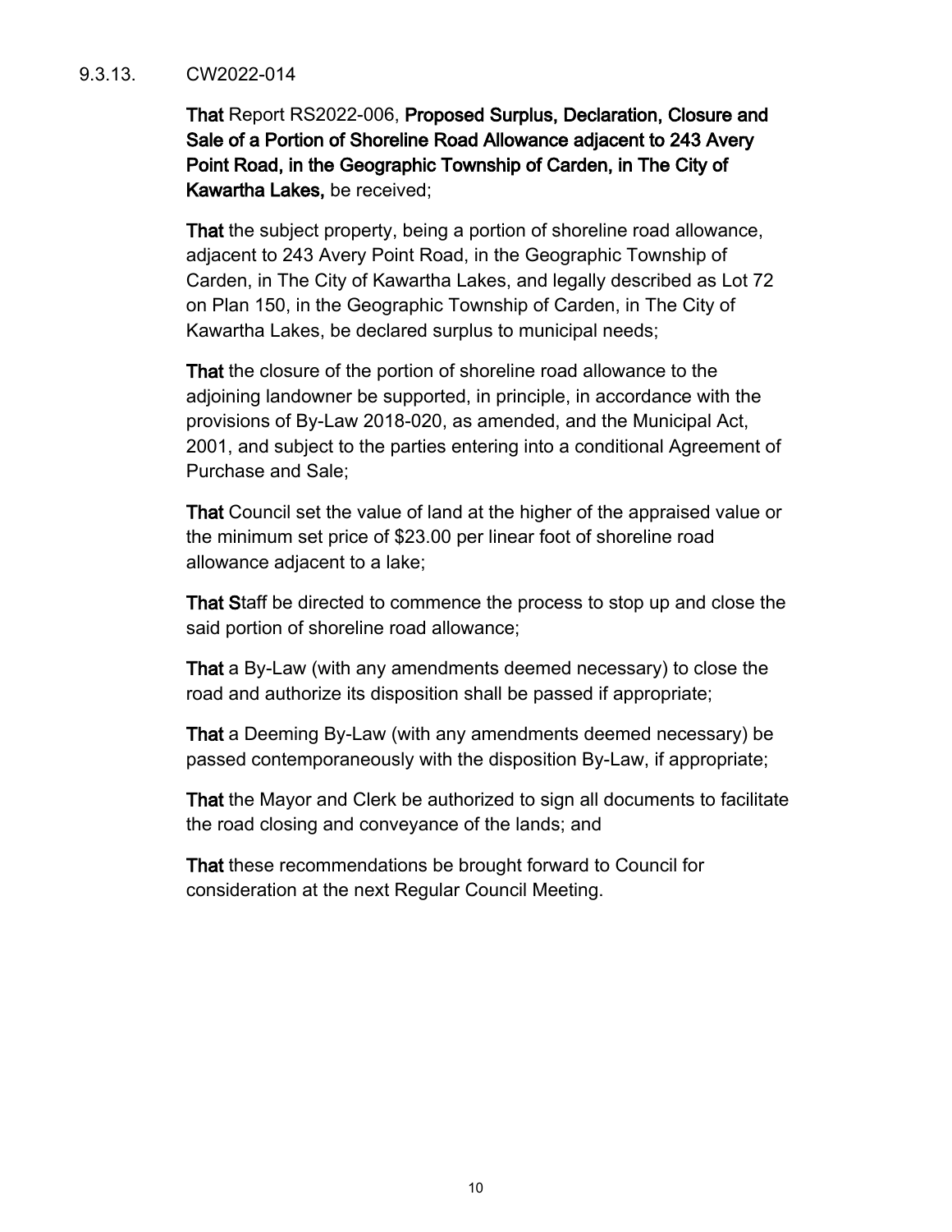9.3.13. CW2022-014

**That** Report RS2022-006, **Proposed Surplus, Declaration, Closure and Sale of a Portion of Shoreline Road Allowance adjacent to 243 Avery Point Road, in the Geographic Township of Carden, in The City of Kawartha Lakes,** be received;

**That** the subject property, being a portion of shoreline road allowance, adjacent to 243 Avery Point Road, in the Geographic Township of Carden, in The City of Kawartha Lakes, and legally described as Lot 72 on Plan 150, in the Geographic Township of Carden, in The City of Kawartha Lakes, be declared surplus to municipal needs;

**That** the closure of the portion of shoreline road allowance to the adjoining landowner be supported, in principle, in accordance with the provisions of By-Law 2018-020, as amended, and the Municipal Act, 2001, and subject to the parties entering into a conditional Agreement of Purchase and Sale;

**That** Council set the value of land at the higher of the appraised value or the minimum set price of $23.00 per linear foot of shoreline road allowance adjacent to a lake;

**That S**taff be directed to commence the process to stop up and close the said portion of shoreline road allowance;

**That** a By-Law (with any amendments deemed necessary) to close the road and authorize its disposition shall be passed if appropriate;

**That** a Deeming By-Law (with any amendments deemed necessary) be passed contemporaneously with the disposition By-Law, if appropriate;

**That** the Mayor and Clerk be authorized to sign all documents to facilitate the road closing and conveyance of the lands; and

**That** these recommendations be brought forward to Council for consideration at the next Regular Council Meeting.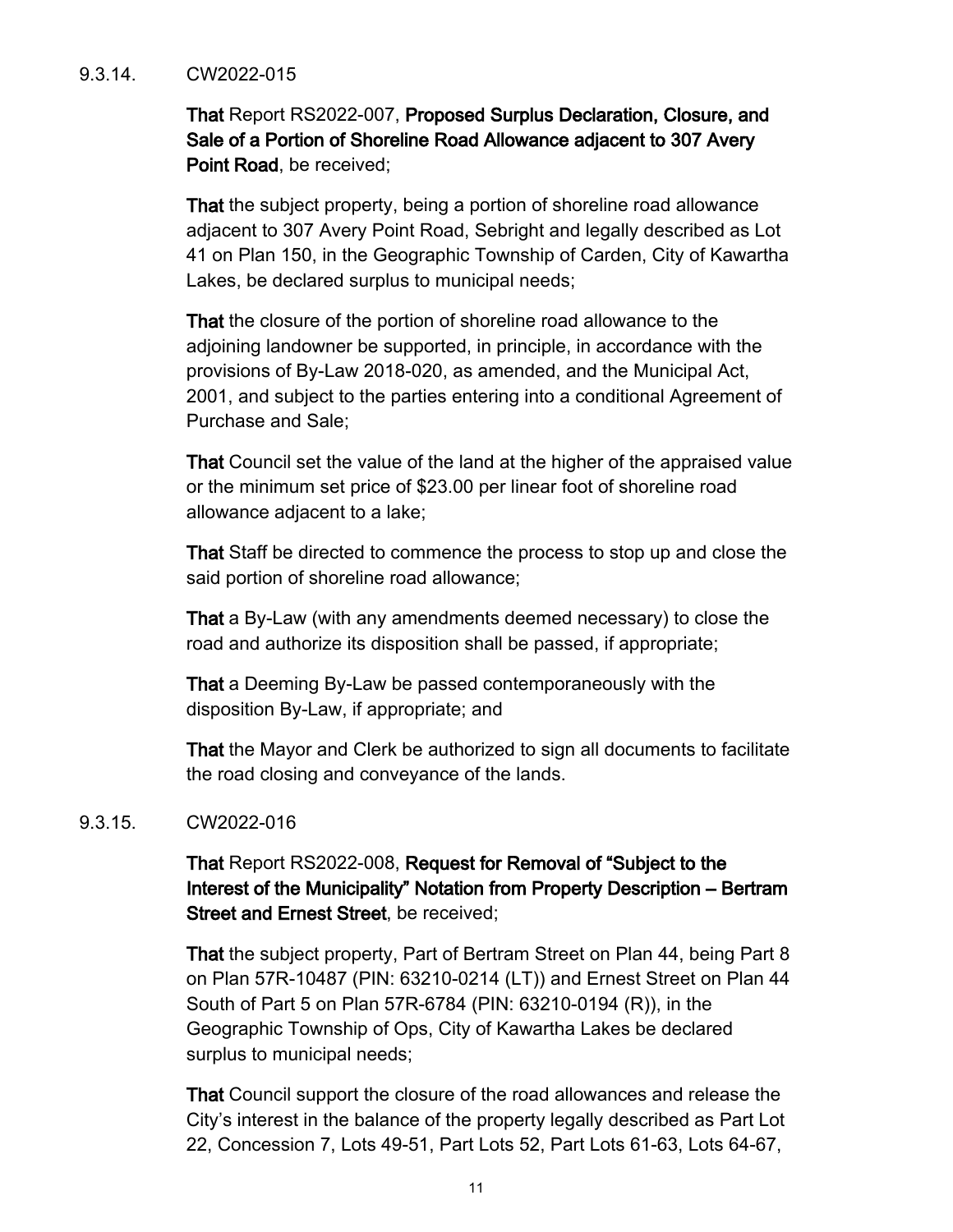9.3.14. CW2022-015

**That** Report RS2022-007, **Proposed Surplus Declaration, Closure, and Sale of a Portion of Shoreline Road Allowance adjacent to 307 Avery Point Road**, be received;

**That** the subject property, being a portion of shoreline road allowance adjacent to 307 Avery Point Road, Sebright and legally described as Lot 41 on Plan 150, in the Geographic Township of Carden, City of Kawartha Lakes, be declared surplus to municipal needs;

**That** the closure of the portion of shoreline road allowance to the adjoining landowner be supported, in principle, in accordance with the provisions of By-Law 2018-020, as amended, and the Municipal Act, 2001, and subject to the parties entering into a conditional Agreement of Purchase and Sale;

**That** Council set the value of the land at the higher of the appraised value or the minimum set price of $23.00 per linear foot of shoreline road allowance adjacent to a lake;

**That** Staff be directed to commence the process to stop up and close the said portion of shoreline road allowance;

**That** a By-Law (with any amendments deemed necessary) to close the road and authorize its disposition shall be passed, if appropriate;

**That** a Deeming By-Law be passed contemporaneously with the disposition By-Law, if appropriate; and

**That** the Mayor and Clerk be authorized to sign all documents to facilitate the road closing and conveyance of the lands.

9.3.15. CW2022-016

**That** Report RS2022-008, **Request for Removal of "Subject to the Interest of the Municipality" Notation from Property Description – Bertram Street and Ernest Street**, be received;

**That** the subject property, Part of Bertram Street on Plan 44, being Part 8 on Plan 57R-10487 (PIN: 63210-0214 (LT)) and Ernest Street on Plan 44 South of Part 5 on Plan 57R-6784 (PIN: 63210-0194 (R)), in the Geographic Township of Ops, City of Kawartha Lakes be declared surplus to municipal needs;

**That** Council support the closure of the road allowances and release the City's interest in the balance of the property legally described as Part Lot 22, Concession 7, Lots 49-51, Part Lots 52, Part Lots 61-63, Lots 64-67,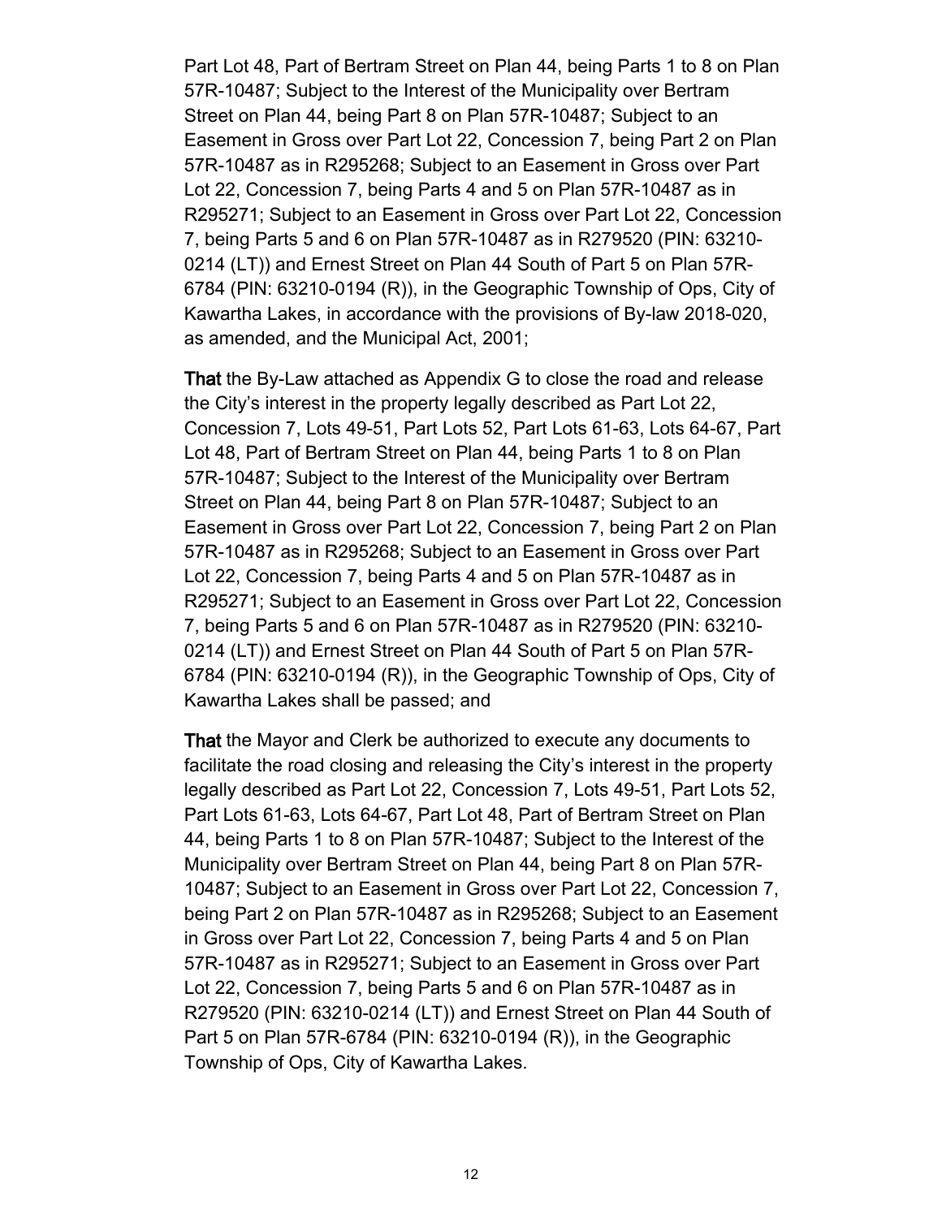Part Lot 48, Part of Bertram Street on Plan 44, being Parts 1 to 8 on Plan 57R-10487; Subject to the Interest of the Municipality over Bertram Street on Plan 44, being Part 8 on Plan 57R-10487; Subject to an Easement in Gross over Part Lot 22, Concession 7, being Part 2 on Plan 57R-10487 as in R295268; Subject to an Easement in Gross over Part Lot 22, Concession 7, being Parts 4 and 5 on Plan 57R-10487 as in R295271; Subject to an Easement in Gross over Part Lot 22, Concession 7, being Parts 5 and 6 on Plan 57R-10487 as in R279520 (PIN: 63210-0214 (LT)) and Ernest Street on Plan 44 South of Part 5 on Plan 57R-6784 (PIN: 63210-0194 (R)), in the Geographic Township of Ops, City of Kawartha Lakes, in accordance with the provisions of By-law 2018-020, as amended, and the Municipal Act, 2001;

**That** the By-Law attached as Appendix G to close the road and release the City's interest in the property legally described as Part Lot 22, Concession 7, Lots 49-51, Part Lots 52, Part Lots 61-63, Lots 64-67, Part Lot 48, Part of Bertram Street on Plan 44, being Parts 1 to 8 on Plan 57R-10487; Subject to the Interest of the Municipality over Bertram Street on Plan 44, being Part 8 on Plan 57R-10487; Subject to an Easement in Gross over Part Lot 22, Concession 7, being Part 2 on Plan 57R-10487 as in R295268; Subject to an Easement in Gross over Part Lot 22, Concession 7, being Parts 4 and 5 on Plan 57R-10487 as in R295271; Subject to an Easement in Gross over Part Lot 22, Concession 7, being Parts 5 and 6 on Plan 57R-10487 as in R279520 (PIN: 63210-0214 (LT)) and Ernest Street on Plan 44 South of Part 5 on Plan 57R-6784 (PIN: 63210-0194 (R)), in the Geographic Township of Ops, City of Kawartha Lakes shall be passed; and

**That** the Mayor and Clerk be authorized to execute any documents to facilitate the road closing and releasing the City's interest in the property legally described as Part Lot 22, Concession 7, Lots 49-51, Part Lots 52, Part Lots 61-63, Lots 64-67, Part Lot 48, Part of Bertram Street on Plan 44, being Parts 1 to 8 on Plan 57R-10487; Subject to the Interest of the Municipality over Bertram Street on Plan 44, being Part 8 on Plan 57R-10487; Subject to an Easement in Gross over Part Lot 22, Concession 7, being Part 2 on Plan 57R-10487 as in R295268; Subject to an Easement in Gross over Part Lot 22, Concession 7, being Parts 4 and 5 on Plan 57R-10487 as in R295271; Subject to an Easement in Gross over Part Lot 22, Concession 7, being Parts 5 and 6 on Plan 57R-10487 as in R279520 (PIN: 63210-0214 (LT)) and Ernest Street on Plan 44 South of Part 5 on Plan 57R-6784 (PIN: 63210-0194 (R)), in the Geographic Township of Ops, City of Kawartha Lakes.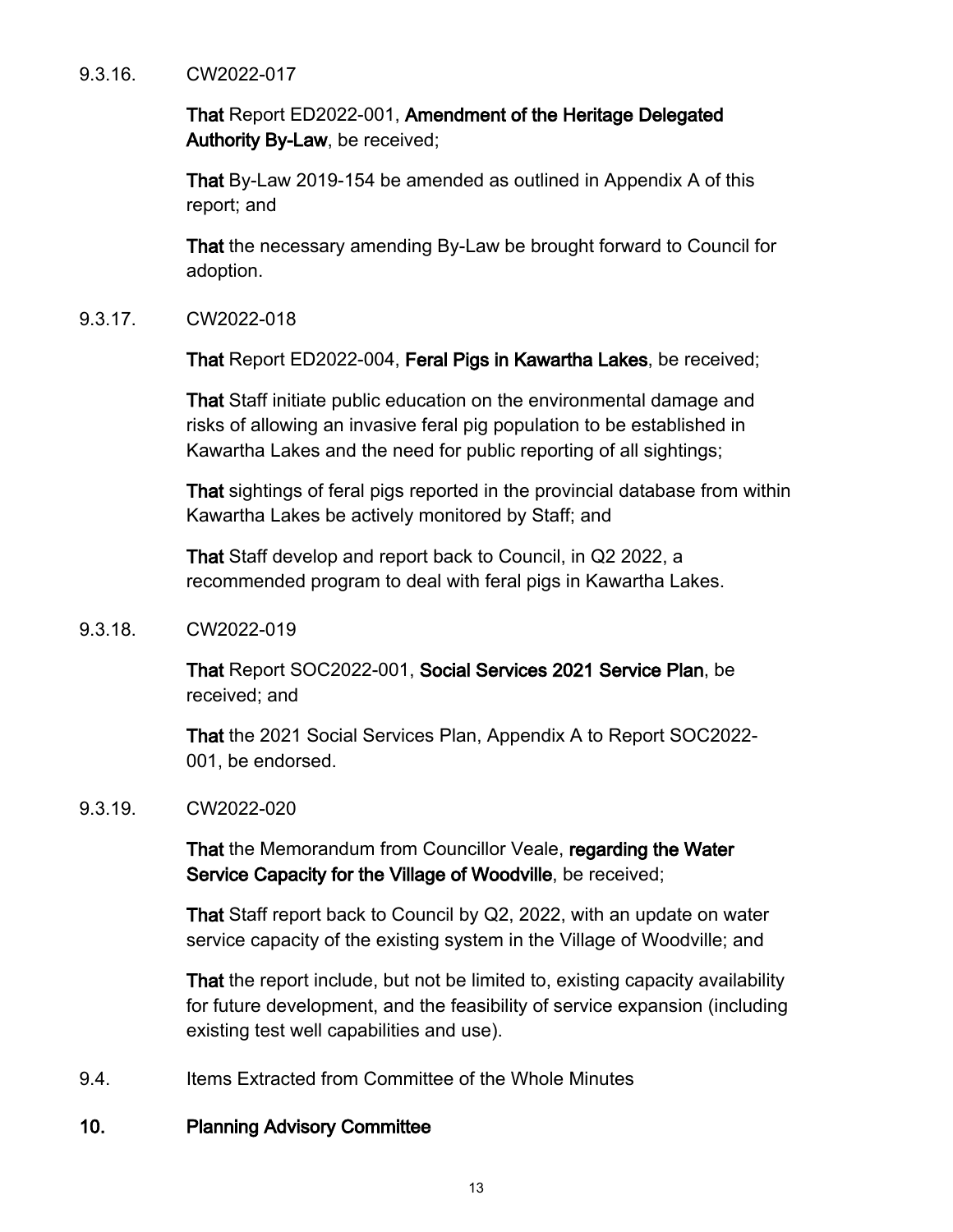9.3.16. CW2022-017

**That** Report ED2022-001, **Amendment of the Heritage Delegated Authority By-Law**, be received;

**That** By-Law 2019-154 be amended as outlined in Appendix A of this report; and

**That** the necessary amending By-Law be brought forward to Council for adoption.

9.3.17. CW2022-018

**That** Report ED2022-004, **Feral Pigs in Kawartha Lakes**, be received;

**That** Staff initiate public education on the environmental damage and risks of allowing an invasive feral pig population to be established in Kawartha Lakes and the need for public reporting of all sightings;

**That** sightings of feral pigs reported in the provincial database from within Kawartha Lakes be actively monitored by Staff; and

**That** Staff develop and report back to Council, in Q2 2022, a recommended program to deal with feral pigs in Kawartha Lakes.

9.3.18. CW2022-019

**That** Report SOC2022-001, **Social Services 2021 Service Plan**, be received; and

**That** the 2021 Social Services Plan, Appendix A to Report SOC2022-001, be endorsed.

9.3.19. CW2022-020

**That** the Memorandum from Councillor Veale, **regarding the Water Service Capacity for the Village of Woodville**, be received;

**That** Staff report back to Council by Q2, 2022, with an update on water service capacity of the existing system in the Village of Woodville; and

**That** the report include, but not be limited to, existing capacity availability for future development, and the feasibility of service expansion (including existing test well capabilities and use).

9.4. Items Extracted from Committee of the Whole Minutes

## 10. Planning Advisory Committee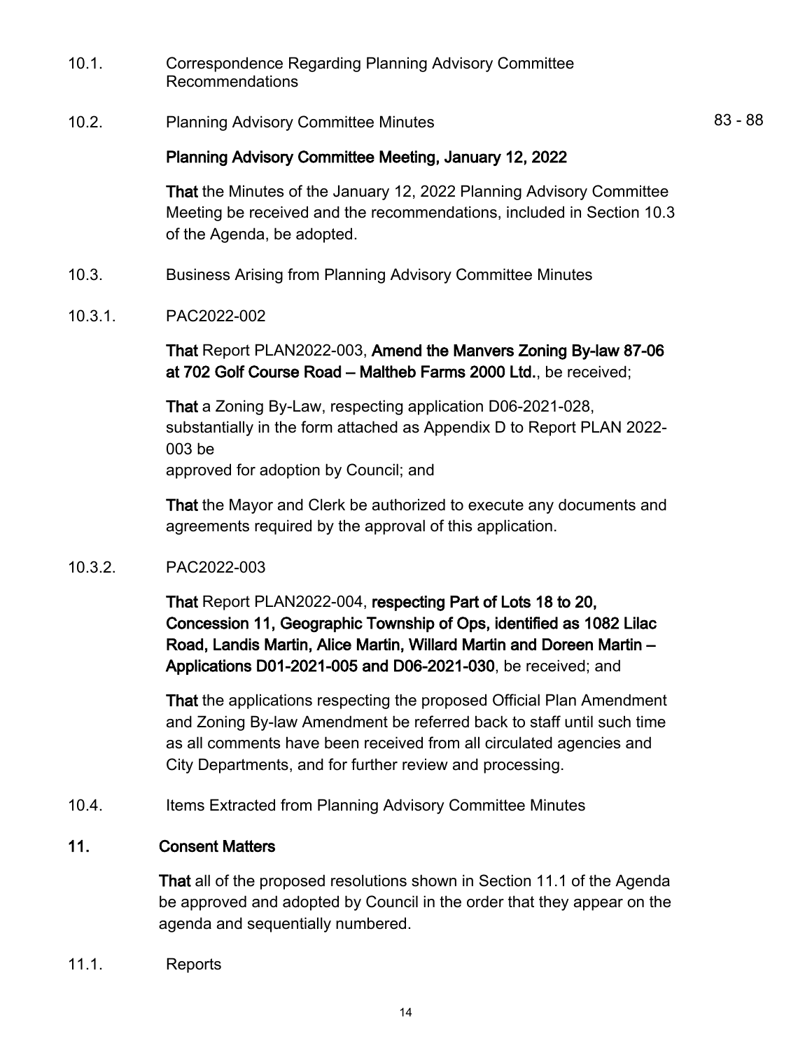10.1. Correspondence Regarding Planning Advisory Committee Recommendations

10.2. Planning Advisory Committee Minutes 83 - 88

**Planning Advisory Committee Meeting, January 12, 2022**

**That** the Minutes of the January 12, 2022 Planning Advisory Committee Meeting be received and the recommendations, included in Section 10.3 of the Agenda, be adopted.

10.3. Business Arising from Planning Advisory Committee Minutes

10.3.1. PAC2022-002

**That** Report PLAN2022-003, **Amend the Manvers Zoning By-law 87-06 at 702 Golf Course Road – Maltheb Farms 2000 Ltd.**, be received;

**That** a Zoning By-Law, respecting application D06-2021-028, substantially in the form attached as Appendix D to Report PLAN 2022-003 be
approved for adoption by Council; and

**That** the Mayor and Clerk be authorized to execute any documents and agreements required by the approval of this application.

10.3.2. PAC2022-003

**That** Report PLAN2022-004, **respecting Part of Lots 18 to 20, Concession 11, Geographic Township of Ops, identified as 1082 Lilac Road, Landis Martin, Alice Martin, Willard Martin and Doreen Martin – Applications D01-2021-005 and D06-2021-030**, be received; and

**That** the applications respecting the proposed Official Plan Amendment and Zoning By-law Amendment be referred back to staff until such time as all comments have been received from all circulated agencies and City Departments, and for further review and processing.

10.4. Items Extracted from Planning Advisory Committee Minutes

## 11. Consent Matters

**That** all of the proposed resolutions shown in Section 11.1 of the Agenda be approved and adopted by Council in the order that they appear on the agenda and sequentially numbered.

11.1. Reports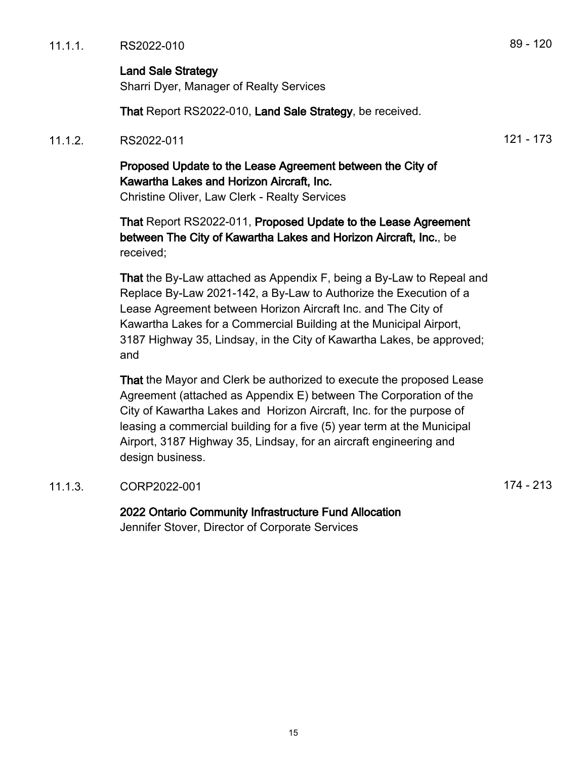11.1.1. RS2022-010 89 - 120

**Land Sale Strategy**
Sharri Dyer, Manager of Realty Services

**That** Report RS2022-010, **Land Sale Strategy**, be received.

11.1.2. RS2022-011 121 - 173

**Proposed Update to the Lease Agreement between the City of Kawartha Lakes and Horizon Aircraft, Inc.**
Christine Oliver, Law Clerk - Realty Services

**That** Report RS2022-011, **Proposed Update to the Lease Agreement between The City of Kawartha Lakes and Horizon Aircraft, Inc.**, be received;

**That** the By-Law attached as Appendix F, being a By-Law to Repeal and Replace By-Law 2021-142, a By-Law to Authorize the Execution of a Lease Agreement between Horizon Aircraft Inc. and The City of Kawartha Lakes for a Commercial Building at the Municipal Airport, 3187 Highway 35, Lindsay, in the City of Kawartha Lakes, be approved; and

**That** the Mayor and Clerk be authorized to execute the proposed Lease Agreement (attached as Appendix E) between The Corporation of the City of Kawartha Lakes and Horizon Aircraft, Inc. for the purpose of leasing a commercial building for a five (5) year term at the Municipal Airport, 3187 Highway 35, Lindsay, for an aircraft engineering and design business.

11.1.3. CORP2022-001 174 - 213

**2022 Ontario Community Infrastructure Fund Allocation**
Jennifer Stover, Director of Corporate Services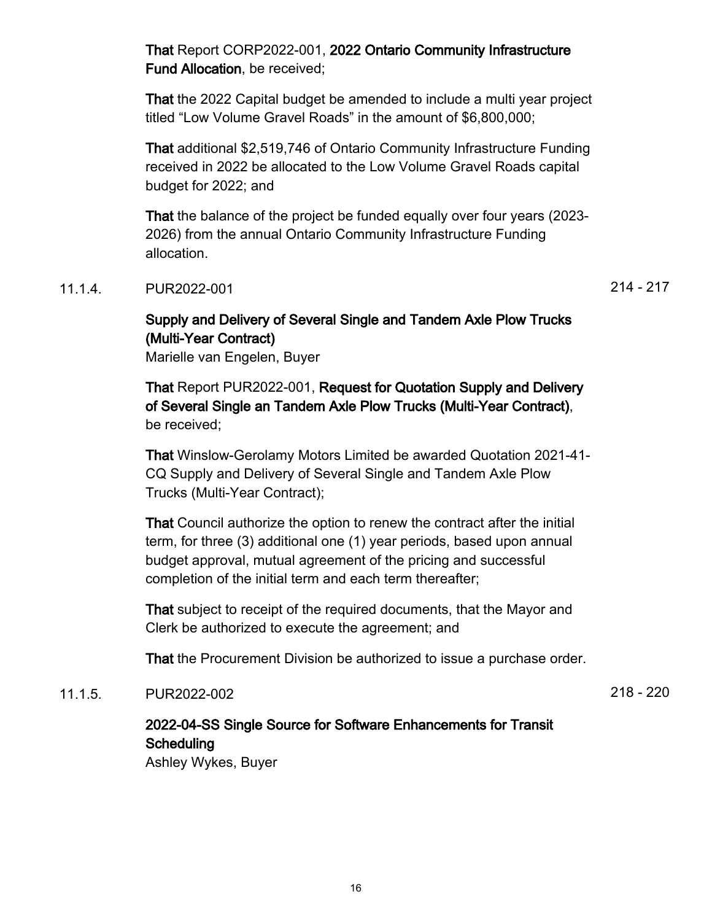**That** Report CORP2022-001, **2022 Ontario Community Infrastructure Fund Allocation**, be received;

**That** the 2022 Capital budget be amended to include a multi year project titled "Low Volume Gravel Roads" in the amount of $6,800,000;

**That** additional $2,519,746 of Ontario Community Infrastructure Funding received in 2022 be allocated to the Low Volume Gravel Roads capital budget for 2022; and

**That** the balance of the project be funded equally over four years (2023-2026) from the annual Ontario Community Infrastructure Funding allocation.

11.1.4. PUR2022-001 214 - 217

**Supply and Delivery of Several Single and Tandem Axle Plow Trucks (Multi-Year Contract)**
Marielle van Engelen, Buyer

**That** Report PUR2022-001, **Request for Quotation Supply and Delivery of Several Single an Tandem Axle Plow Trucks (Multi-Year Contract)**, be received;

**That** Winslow-Gerolamy Motors Limited be awarded Quotation 2021-41-CQ Supply and Delivery of Several Single and Tandem Axle Plow Trucks (Multi-Year Contract);

**That** Council authorize the option to renew the contract after the initial term, for three (3) additional one (1) year periods, based upon annual budget approval, mutual agreement of the pricing and successful completion of the initial term and each term thereafter;

**That** subject to receipt of the required documents, that the Mayor and Clerk be authorized to execute the agreement; and

**That** the Procurement Division be authorized to issue a purchase order.

11.1.5. PUR2022-002 218 - 220

**2022-04-SS Single Source for Software Enhancements for Transit Scheduling**
Ashley Wykes, Buyer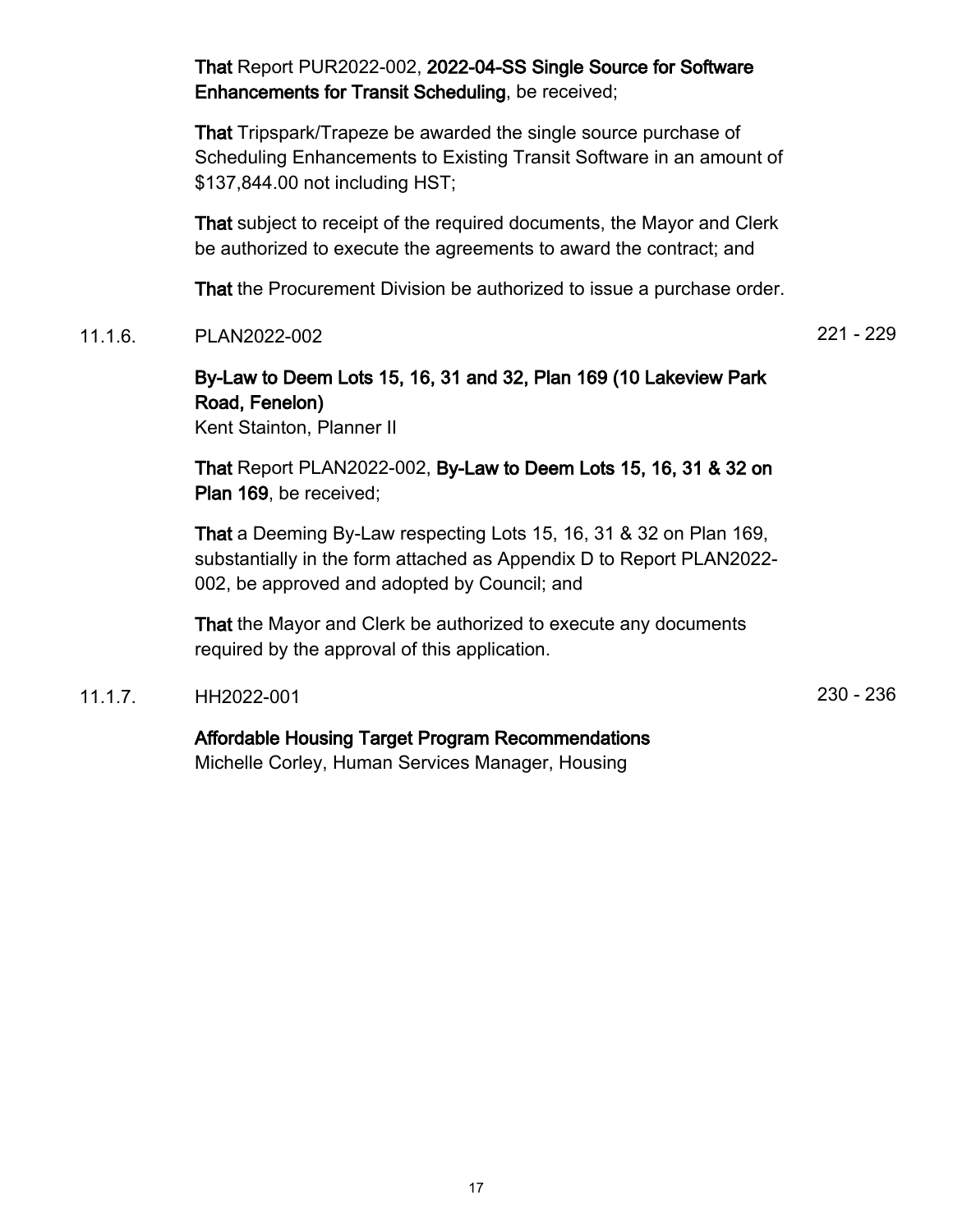**That** Report PUR2022-002, **2022-04-SS Single Source for Software Enhancements for Transit Scheduling**, be received;

**That** Tripspark/Trapeze be awarded the single source purchase of Scheduling Enhancements to Existing Transit Software in an amount of $137,844.00 not including HST;

**That** subject to receipt of the required documents, the Mayor and Clerk be authorized to execute the agreements to award the contract; and

**That** the Procurement Division be authorized to issue a purchase order.

11.1.6. PLAN2022-002 221 - 229

**By-Law to Deem Lots 15, 16, 31 and 32, Plan 169 (10 Lakeview Park Road, Fenelon)**
Kent Stainton, Planner II

**That** Report PLAN2022-002, **By-Law to Deem Lots 15, 16, 31 & 32 on Plan 169**, be received;

**That** a Deeming By-Law respecting Lots 15, 16, 31 & 32 on Plan 169, substantially in the form attached as Appendix D to Report PLAN2022-002, be approved and adopted by Council; and

**That** the Mayor and Clerk be authorized to execute any documents required by the approval of this application.

11.1.7. HH2022-001 230 - 236

**Affordable Housing Target Program Recommendations**
Michelle Corley, Human Services Manager, Housing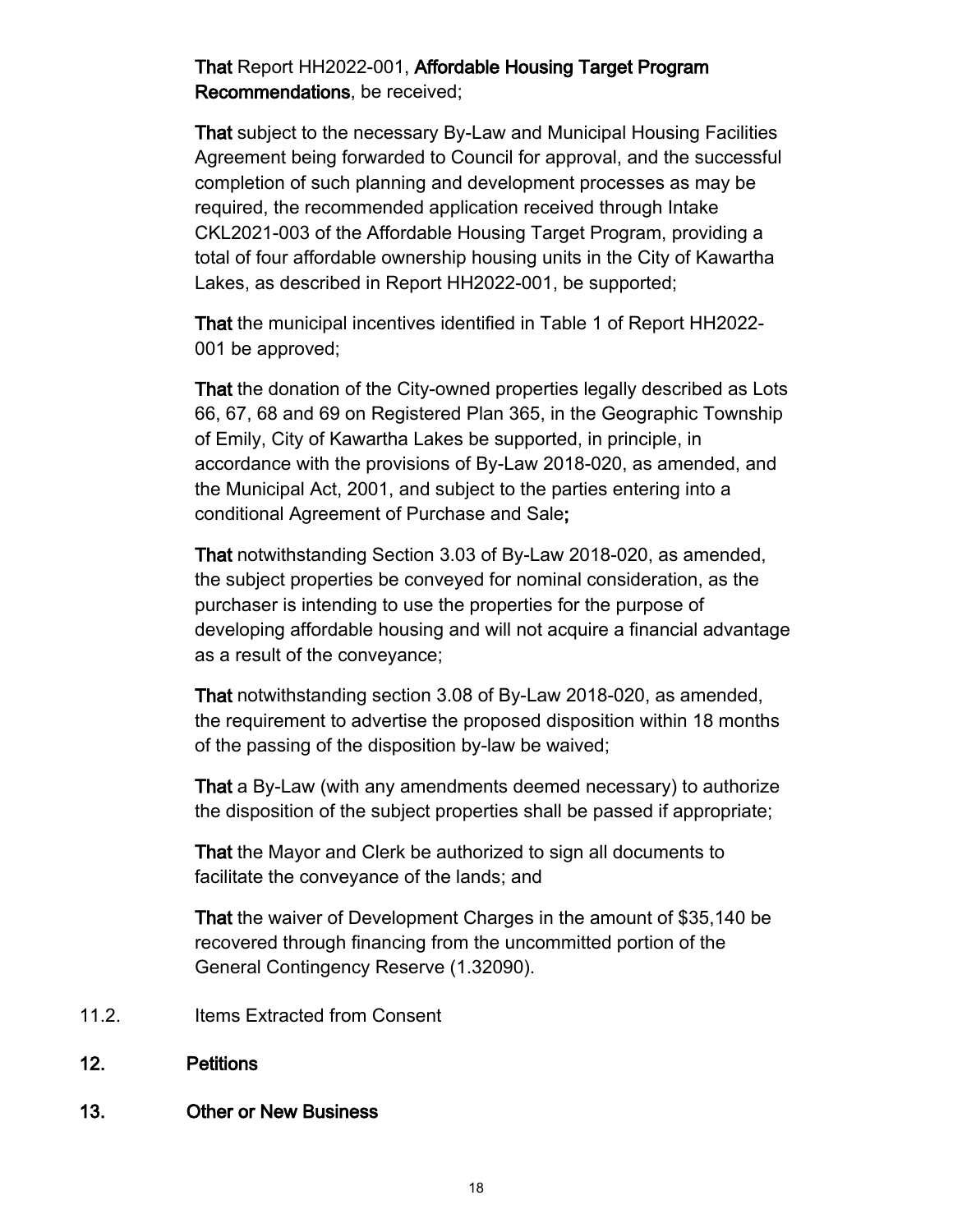**That** Report HH2022-001, **Affordable Housing Target Program Recommendations**, be received;

**That** subject to the necessary By-Law and Municipal Housing Facilities Agreement being forwarded to Council for approval, and the successful completion of such planning and development processes as may be required, the recommended application received through Intake CKL2021-003 of the Affordable Housing Target Program, providing a total of four affordable ownership housing units in the City of Kawartha Lakes, as described in Report HH2022-001, be supported;

**That** the municipal incentives identified in Table 1 of Report HH2022-001 be approved;

**That** the donation of the City-owned properties legally described as Lots 66, 67, 68 and 69 on Registered Plan 365, in the Geographic Township of Emily, City of Kawartha Lakes be supported, in principle, in accordance with the provisions of By-Law 2018-020, as amended, and the Municipal Act, 2001, and subject to the parties entering into a conditional Agreement of Purchase and Sale**;**

**That** notwithstanding Section 3.03 of By-Law 2018-020, as amended, the subject properties be conveyed for nominal consideration, as the purchaser is intending to use the properties for the purpose of developing affordable housing and will not acquire a financial advantage as a result of the conveyance;

**That** notwithstanding section 3.08 of By-Law 2018-020, as amended, the requirement to advertise the proposed disposition within 18 months of the passing of the disposition by-law be waived;

**That** a By-Law (with any amendments deemed necessary) to authorize the disposition of the subject properties shall be passed if appropriate;

**That** the Mayor and Clerk be authorized to sign all documents to facilitate the conveyance of the lands; and

**That** the waiver of Development Charges in the amount of $35,140 be recovered through financing from the uncommitted portion of the General Contingency Reserve (1.32090).

11.2. Items Extracted from Consent

## 12. Petitions

## 13. Other or New Business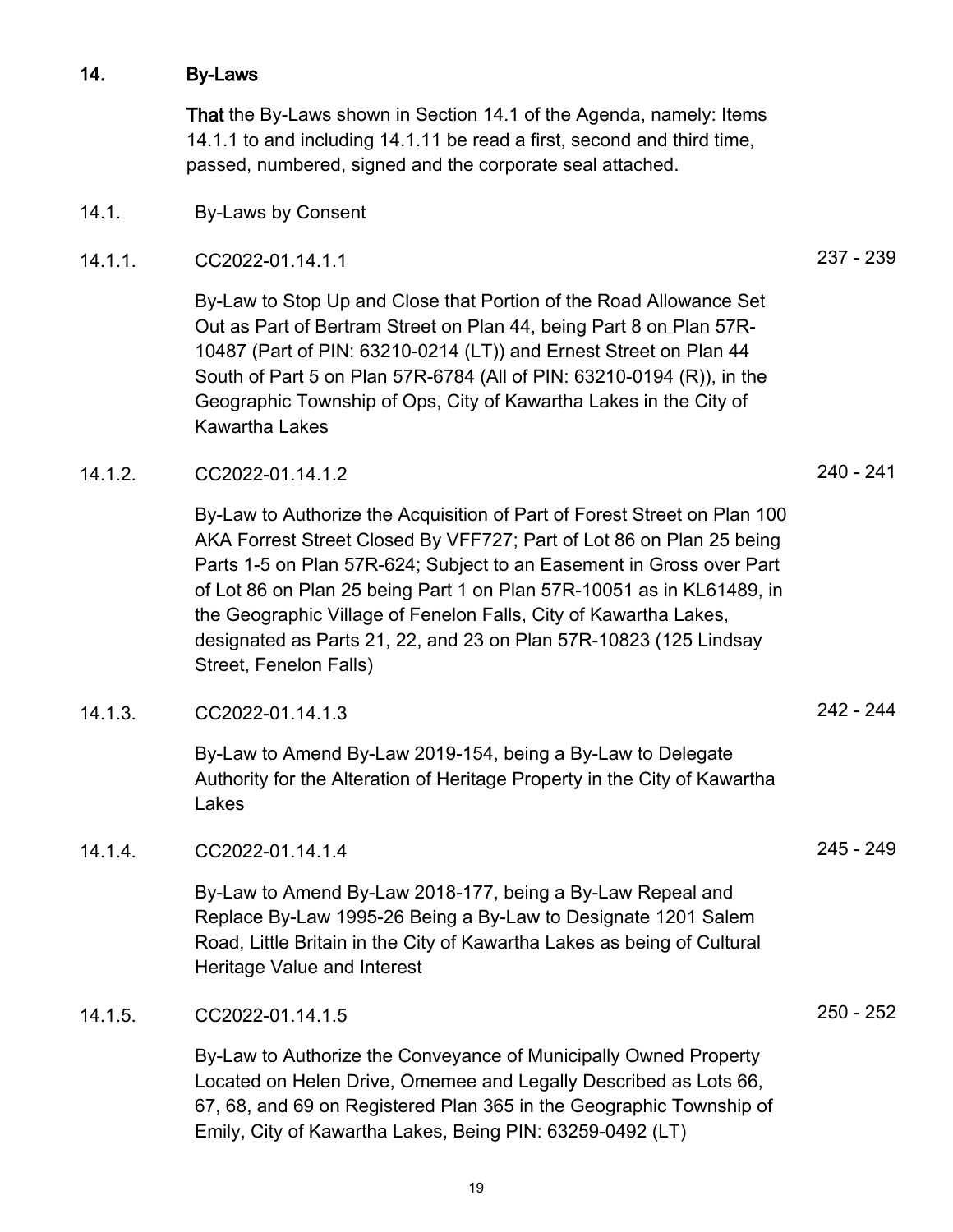## 14. By-Laws

**That** the By-Laws shown in Section 14.1 of the Agenda, namely: Items 14.1.1 to and including 14.1.11 be read a first, second and third time, passed, numbered, signed and the corporate seal attached.

### 14.1. By-Laws by Consent

#### 14.1.1. CC2022-01.14.1.1 — 237 - 239

By-Law to Stop Up and Close that Portion of the Road Allowance Set Out as Part of Bertram Street on Plan 44, being Part 8 on Plan 57R-10487 (Part of PIN: 63210-0214 (LT)) and Ernest Street on Plan 44 South of Part 5 on Plan 57R-6784 (All of PIN: 63210-0194 (R)), in the Geographic Township of Ops, City of Kawartha Lakes in the City of Kawartha Lakes

#### 14.1.2. CC2022-01.14.1.2 — 240 - 241

By-Law to Authorize the Acquisition of Part of Forest Street on Plan 100 AKA Forrest Street Closed By VFF727; Part of Lot 86 on Plan 25 being Parts 1-5 on Plan 57R-624; Subject to an Easement in Gross over Part of Lot 86 on Plan 25 being Part 1 on Plan 57R-10051 as in KL61489, in the Geographic Village of Fenelon Falls, City of Kawartha Lakes, designated as Parts 21, 22, and 23 on Plan 57R-10823 (125 Lindsay Street, Fenelon Falls)

#### 14.1.3. CC2022-01.14.1.3 — 242 - 244

By-Law to Amend By-Law 2019-154, being a By-Law to Delegate Authority for the Alteration of Heritage Property in the City of Kawartha Lakes

#### 14.1.4. CC2022-01.14.1.4 — 245 - 249

By-Law to Amend By-Law 2018-177, being a By-Law Repeal and Replace By-Law 1995-26 Being a By-Law to Designate 1201 Salem Road, Little Britain in the City of Kawartha Lakes as being of Cultural Heritage Value and Interest

#### 14.1.5. CC2022-01.14.1.5 — 250 - 252

By-Law to Authorize the Conveyance of Municipally Owned Property Located on Helen Drive, Omemee and Legally Described as Lots 66, 67, 68, and 69 on Registered Plan 365 in the Geographic Township of Emily, City of Kawartha Lakes, Being PIN: 63259-0492 (LT)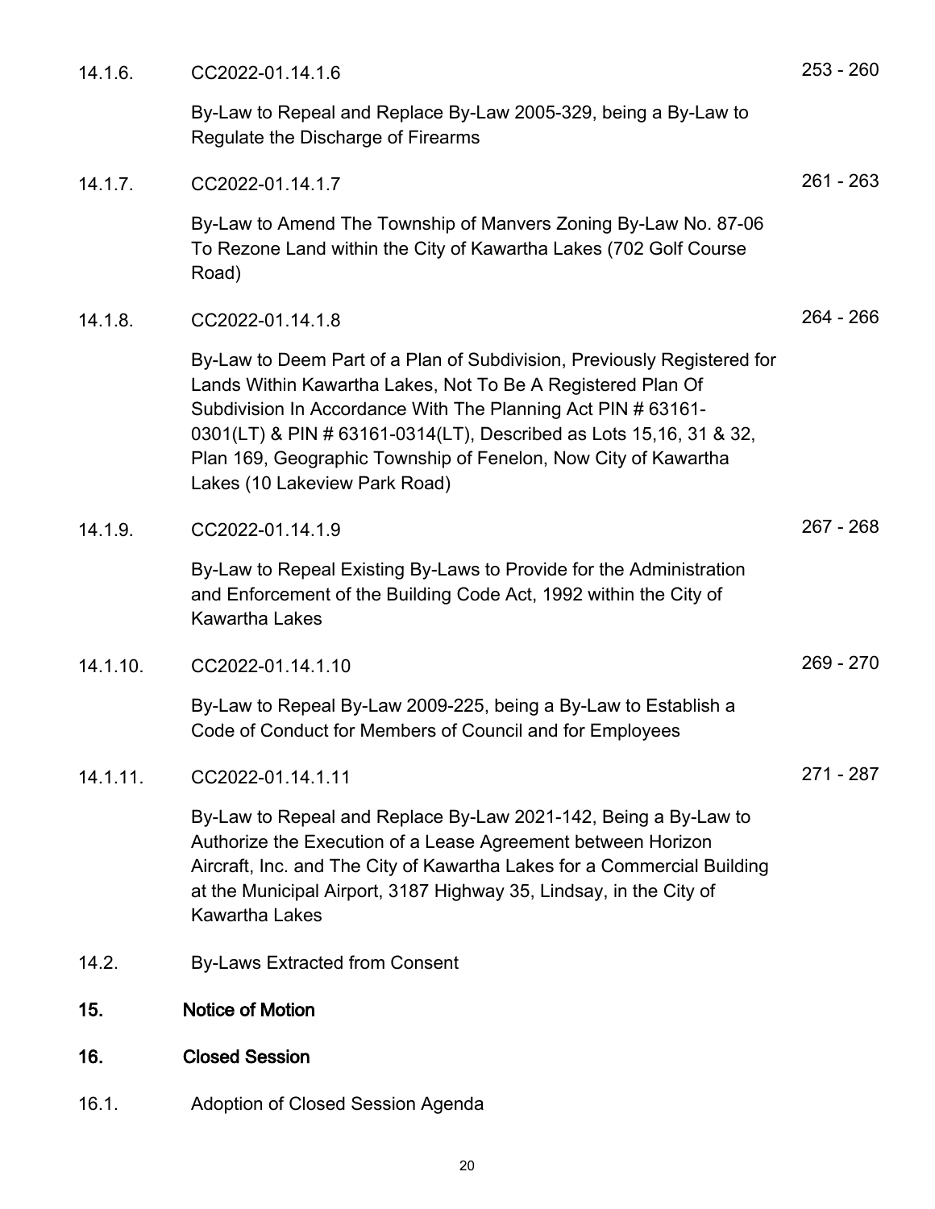14.1.6. CC2022-01.14.1.6 253 - 260

By-Law to Repeal and Replace By-Law 2005-329, being a By-Law to Regulate the Discharge of Firearms

14.1.7. CC2022-01.14.1.7 261 - 263

By-Law to Amend The Township of Manvers Zoning By-Law No. 87-06 To Rezone Land within the City of Kawartha Lakes (702 Golf Course Road)

14.1.8. CC2022-01.14.1.8 264 - 266

By-Law to Deem Part of a Plan of Subdivision, Previously Registered for Lands Within Kawartha Lakes, Not To Be A Registered Plan Of Subdivision In Accordance With The Planning Act PIN # 63161-0301(LT) & PIN # 63161-0314(LT), Described as Lots 15,16, 31 & 32, Plan 169, Geographic Township of Fenelon, Now City of Kawartha Lakes (10 Lakeview Park Road)

14.1.9. CC2022-01.14.1.9 267 - 268

By-Law to Repeal Existing By-Laws to Provide for the Administration and Enforcement of the Building Code Act, 1992 within the City of Kawartha Lakes

14.1.10. CC2022-01.14.1.10 269 - 270

By-Law to Repeal By-Law 2009-225, being a By-Law to Establish a Code of Conduct for Members of Council and for Employees

14.1.11. CC2022-01.14.1.11 271 - 287

By-Law to Repeal and Replace By-Law 2021-142, Being a By-Law to Authorize the Execution of a Lease Agreement between Horizon Aircraft, Inc. and The City of Kawartha Lakes for a Commercial Building at the Municipal Airport, 3187 Highway 35, Lindsay, in the City of Kawartha Lakes

14.2. By-Laws Extracted from Consent

## 15. Notice of Motion

## 16. Closed Session

16.1. Adoption of Closed Session Agenda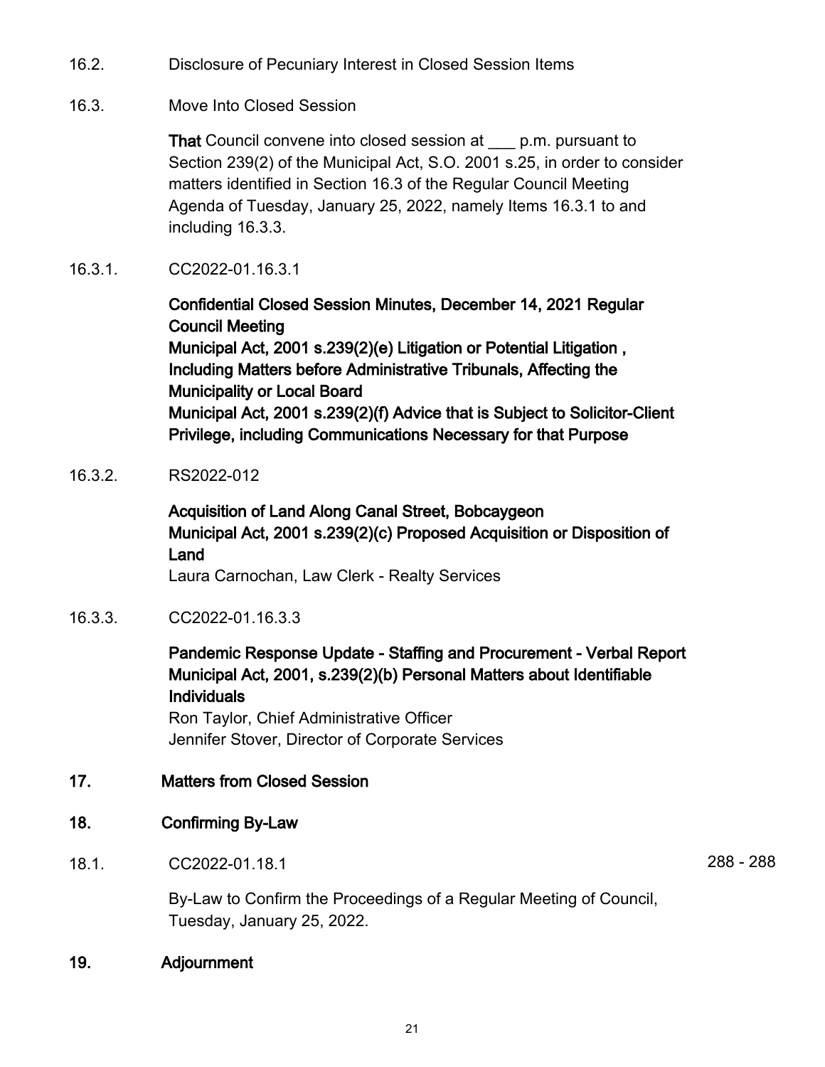16.2. Disclosure of Pecuniary Interest in Closed Session Items

16.3. Move Into Closed Session

**That** Council convene into closed session at ___ p.m. pursuant to Section 239(2) of the Municipal Act, S.O. 2001 s.25, in order to consider matters identified in Section 16.3 of the Regular Council Meeting Agenda of Tuesday, January 25, 2022, namely Items 16.3.1 to and including 16.3.3.

16.3.1. CC2022-01.16.3.1

**Confidential Closed Session Minutes, December 14, 2021 Regular Council Meeting**
**Municipal Act, 2001 s.239(2)(e) Litigation or Potential Litigation , Including Matters before Administrative Tribunals, Affecting the Municipality or Local Board**
**Municipal Act, 2001 s.239(2)(f) Advice that is Subject to Solicitor-Client Privilege, including Communications Necessary for that Purpose**

16.3.2. RS2022-012

**Acquisition of Land Along Canal Street, Bobcaygeon**
**Municipal Act, 2001 s.239(2)(c) Proposed Acquisition or Disposition of Land**
Laura Carnochan, Law Clerk - Realty Services

16.3.3. CC2022-01.16.3.3

**Pandemic Response Update - Staffing and Procurement - Verbal Report**
**Municipal Act, 2001, s.239(2)(b) Personal Matters about Identifiable Individuals**
Ron Taylor, Chief Administrative Officer
Jennifer Stover, Director of Corporate Services

## 17. Matters from Closed Session

## 18. Confirming By-Law

18.1. CC2022-01.18.1 — 288 - 288

By-Law to Confirm the Proceedings of a Regular Meeting of Council, Tuesday, January 25, 2022.

## 19. Adjournment